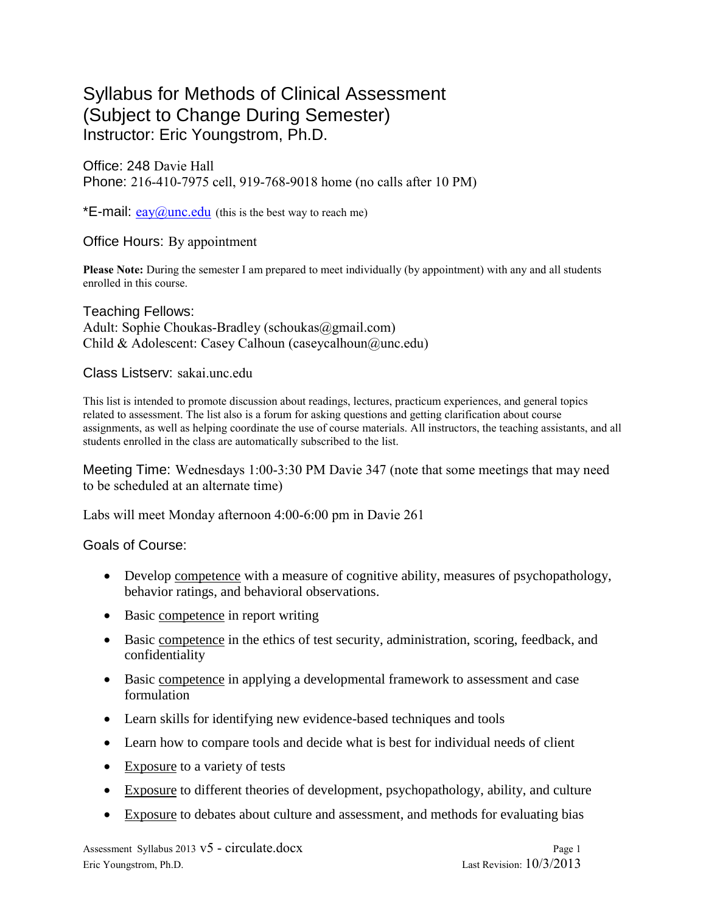# Syllabus for Methods of Clinical Assessment (Subject to Change During Semester)

## Instructor: Eric Youngstrom, Ph.D.

Office: 248 Davie Hall
Phone: 216-410-7975 cell, 919-768-9018 home (no calls after 10 PM)

*E-mail: eay@unc.edu (this is the best way to reach me)

Office Hours: By appointment

**Please Note:** During the semester I am prepared to meet individually (by appointment) with any and all students enrolled in this course.

Teaching Fellows:
Adult: Sophie Choukas-Bradley (schoukas@gmail.com)
Child & Adolescent: Casey Calhoun (caseycalhoun@unc.edu)

Class Listserv: sakai.unc.edu

This list is intended to promote discussion about readings, lectures, practicum experiences, and general topics related to assessment. The list also is a forum for asking questions and getting clarification about course assignments, as well as helping coordinate the use of course materials. All instructors, the teaching assistants, and all students enrolled in the class are automatically subscribed to the list.

Meeting Time: Wednesdays 1:00-3:30 PM Davie 347 (note that some meetings that may need to be scheduled at an alternate time)

Labs will meet Monday afternoon 4:00-6:00 pm in Davie 261

Goals of Course:

- Develop competence with a measure of cognitive ability, measures of psychopathology, behavior ratings, and behavioral observations.
- Basic competence in report writing
- Basic competence in the ethics of test security, administration, scoring, feedback, and confidentiality
- Basic competence in applying a developmental framework to assessment and case formulation
- Learn skills for identifying new evidence-based techniques and tools
- Learn how to compare tools and decide what is best for individual needs of client
- Exposure to a variety of tests
- Exposure to different theories of development, psychopathology, ability, and culture
- Exposure to debates about culture and assessment, and methods for evaluating bias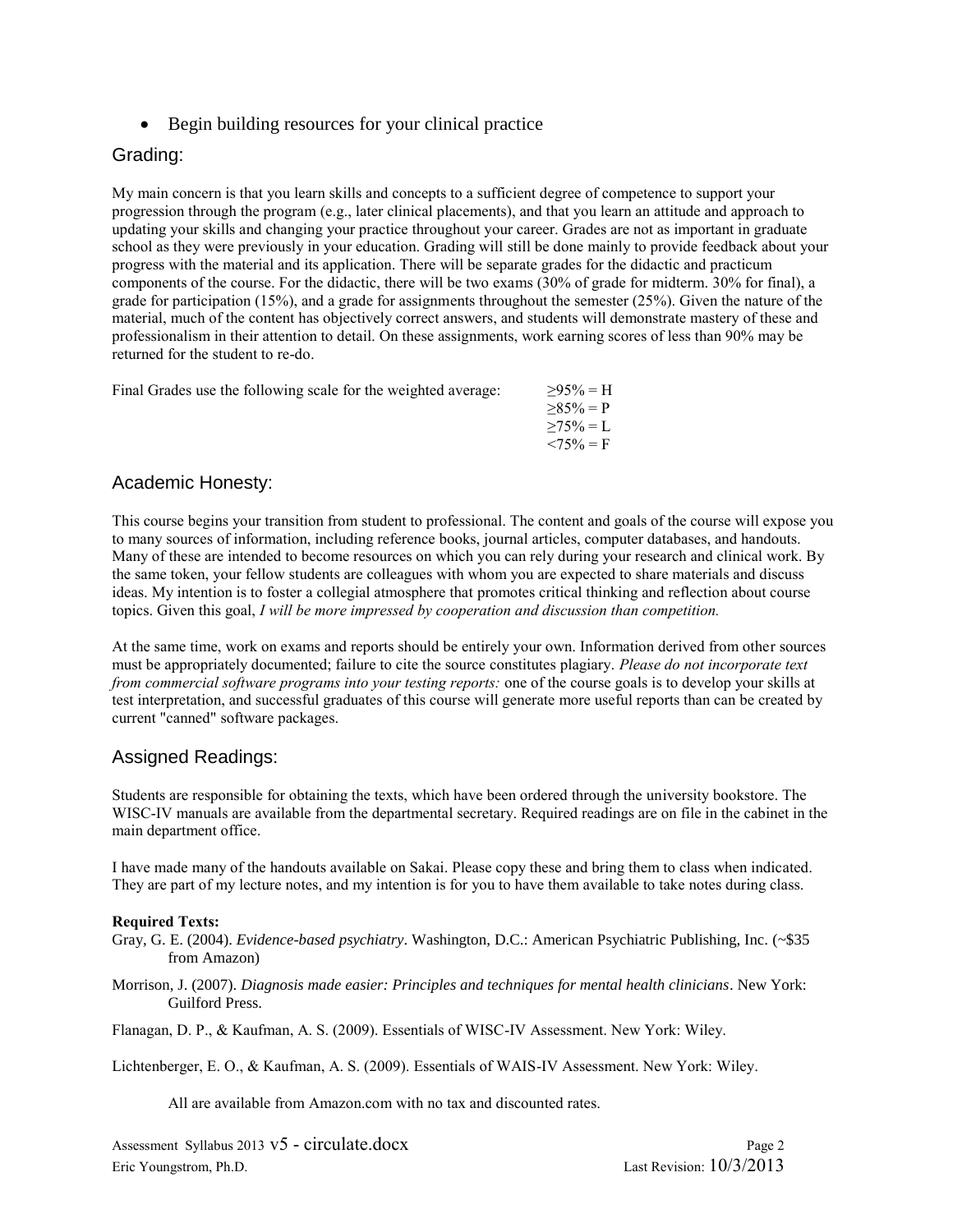- Begin building resources for your clinical practice

## Grading:

My main concern is that you learn skills and concepts to a sufficient degree of competence to support your progression through the program (e.g., later clinical placements), and that you learn an attitude and approach to updating your skills and changing your practice throughout your career. Grades are not as important in graduate school as they were previously in your education. Grading will still be done mainly to provide feedback about your progress with the material and its application. There will be separate grades for the didactic and practicum components of the course. For the didactic, there will be two exams (30% of grade for midterm. 30% for final), a grade for participation (15%), and a grade for assignments throughout the semester (25%). Given the nature of the material, much of the content has objectively correct answers, and students will demonstrate mastery of these and professionalism in their attention to detail. On these assignments, work earning scores of less than 90% may be returned for the student to re-do.

Final Grades use the following scale for the weighted average:

≥95% = H
≥85% = P
≥75% = L
<75% = F

## Academic Honesty:

This course begins your transition from student to professional. The content and goals of the course will expose you to many sources of information, including reference books, journal articles, computer databases, and handouts. Many of these are intended to become resources on which you can rely during your research and clinical work. By the same token, your fellow students are colleagues with whom you are expected to share materials and discuss ideas. My intention is to foster a collegial atmosphere that promotes critical thinking and reflection about course topics. Given this goal, *I will be more impressed by cooperation and discussion than competition.*

At the same time, work on exams and reports should be entirely your own. Information derived from other sources must be appropriately documented; failure to cite the source constitutes plagiary. *Please do not incorporate text from commercial software programs into your testing reports:* one of the course goals is to develop your skills at test interpretation, and successful graduates of this course will generate more useful reports than can be created by current "canned" software packages.

## Assigned Readings:

Students are responsible for obtaining the texts, which have been ordered through the university bookstore. The WISC-IV manuals are available from the departmental secretary. Required readings are on file in the cabinet in the main department office.

I have made many of the handouts available on Sakai. Please copy these and bring them to class when indicated. They are part of my lecture notes, and my intention is for you to have them available to take notes during class.

**Required Texts:**

Gray, G. E. (2004). *Evidence-based psychiatry*. Washington, D.C.: American Psychiatric Publishing, Inc. (~$35 from Amazon)

Morrison, J. (2007). *Diagnosis made easier: Principles and techniques for mental health clinicians*. New York: Guilford Press.

Flanagan, D. P., & Kaufman, A. S. (2009). Essentials of WISC-IV Assessment. New York: Wiley.

Lichtenberger, E. O., & Kaufman, A. S. (2009). Essentials of WAIS-IV Assessment. New York: Wiley.

All are available from Amazon.com with no tax and discounted rates.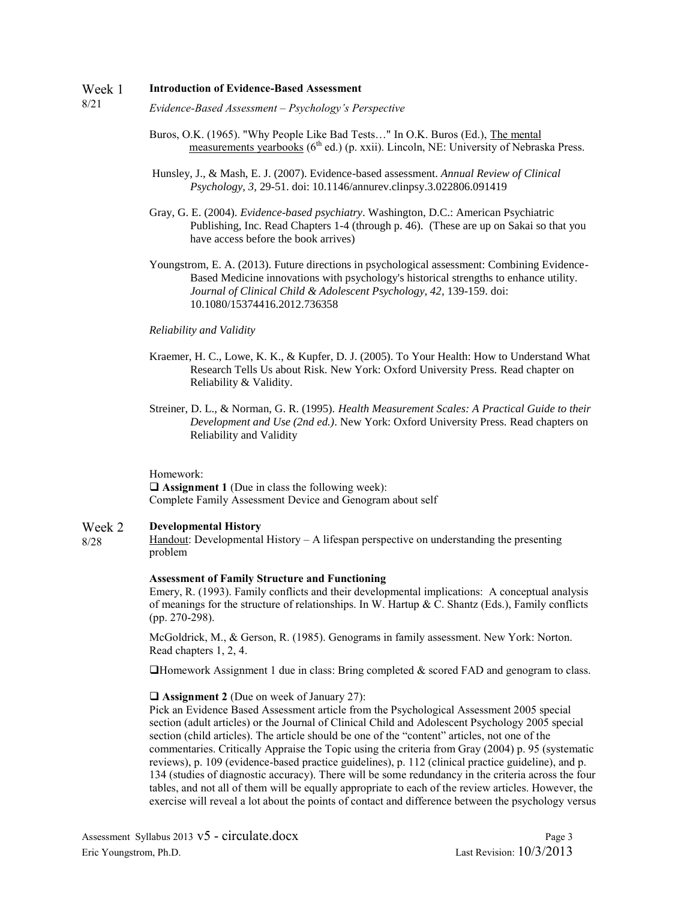**Week 1** 8/21

**Introduction of Evidence-Based Assessment**

*Evidence-Based Assessment – Psychology's Perspective*

Buros, O.K. (1965). "Why People Like Bad Tests…" In O.K. Buros (Ed.), The mental measurements yearbooks (6th ed.) (p. xxii). Lincoln, NE: University of Nebraska Press.

Hunsley, J., & Mash, E. J. (2007). Evidence-based assessment. *Annual Review of Clinical Psychology, 3,* 29-51. doi: 10.1146/annurev.clinpsy.3.022806.091419

Gray, G. E. (2004). *Evidence-based psychiatry*. Washington, D.C.: American Psychiatric Publishing, Inc. Read Chapters 1-4 (through p. 46). (These are up on Sakai so that you have access before the book arrives)

Youngstrom, E. A. (2013). Future directions in psychological assessment: Combining Evidence-Based Medicine innovations with psychology's historical strengths to enhance utility. *Journal of Clinical Child & Adolescent Psychology, 42,* 139-159. doi: 10.1080/15374416.2012.736358

*Reliability and Validity*

Kraemer, H. C., Lowe, K. K., & Kupfer, D. J. (2005). To Your Health: How to Understand What Research Tells Us about Risk. New York: Oxford University Press. Read chapter on Reliability & Validity.

Streiner, D. L., & Norman, G. R. (1995). *Health Measurement Scales: A Practical Guide to their Development and Use (2nd ed.)*. New York: Oxford University Press. Read chapters on Reliability and Validity

Homework:
- [ ] **Assignment 1** (Due in class the following week):
Complete Family Assessment Device and Genogram about self

**Week 2** 8/28

**Developmental History**

Handout: Developmental History – A lifespan perspective on understanding the presenting problem

**Assessment of Family Structure and Functioning**

Emery, R. (1993). Family conflicts and their developmental implications: A conceptual analysis of meanings for the structure of relationships. In W. Hartup & C. Shantz (Eds.), Family conflicts (pp. 270-298).

McGoldrick, M., & Gerson, R. (1985). Genograms in family assessment. New York: Norton. Read chapters 1, 2, 4.

- [ ] Homework Assignment 1 due in class: Bring completed & scored FAD and genogram to class.

- [ ] **Assignment 2** (Due on week of January 27):
Pick an Evidence Based Assessment article from the Psychological Assessment 2005 special section (adult articles) or the Journal of Clinical Child and Adolescent Psychology 2005 special section (child articles). The article should be one of the "content" articles, not one of the commentaries. Critically Appraise the Topic using the criteria from Gray (2004) p. 95 (systematic reviews), p. 109 (evidence-based practice guidelines), p. 112 (clinical practice guideline), and p. 134 (studies of diagnostic accuracy). There will be some redundancy in the criteria across the four tables, and not all of them will be equally appropriate to each of the review articles. However, the exercise will reveal a lot about the points of contact and difference between the psychology versus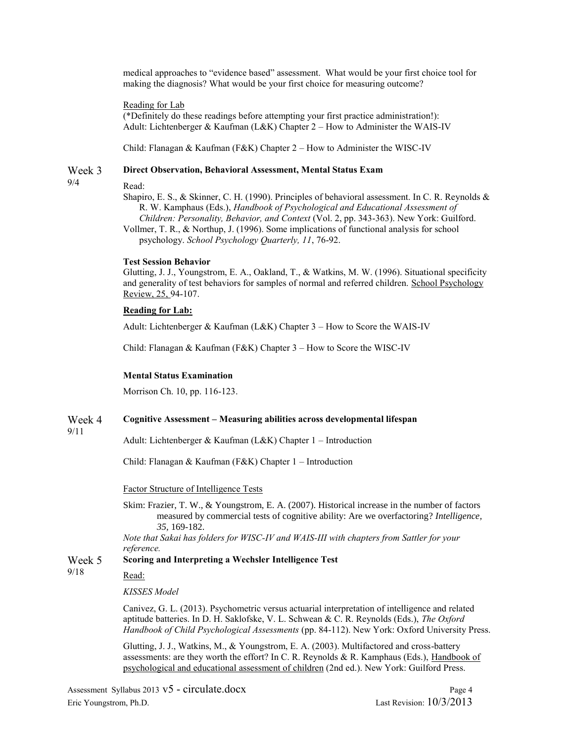medical approaches to "evidence based" assessment. What would be your first choice tool for making the diagnosis? What would be your first choice for measuring outcome?

Reading for Lab

(*Definitely do these readings before attempting your first practice administration!):

Adult: Lichtenberger & Kaufman (L&K) Chapter 2 – How to Administer the WAIS-IV

Child: Flanagan & Kaufman (F&K) Chapter 2 – How to Administer the WISC-IV

## Week 3 9/4 — Direct Observation, Behavioral Assessment, Mental Status Exam

Read:

Shapiro, E. S., & Skinner, C. H. (1990). Principles of behavioral assessment. In C. R. Reynolds & R. W. Kamphaus (Eds.), *Handbook of Psychological and Educational Assessment of Children: Personality, Behavior, and Context* (Vol. 2, pp. 343-363). New York: Guilford.

Vollmer, T. R., & Northup, J. (1996). Some implications of functional analysis for school psychology. *School Psychology Quarterly, 11*, 76-92.

**Test Session Behavior**

Glutting, J. J., Youngstrom, E. A., Oakland, T., & Watkins, M. W. (1996). Situational specificity and generality of test behaviors for samples of normal and referred children. School Psychology Review, 25, 94-107.

**Reading for Lab:**

Adult: Lichtenberger & Kaufman (L&K) Chapter 3 – How to Score the WAIS-IV

Child: Flanagan & Kaufman (F&K) Chapter 3 – How to Score the WISC-IV

**Mental Status Examination**

Morrison Ch. 10, pp. 116-123.

## Week 4 9/11 — Cognitive Assessment – Measuring abilities across developmental lifespan

Adult: Lichtenberger & Kaufman (L&K) Chapter 1 – Introduction

Child: Flanagan & Kaufman (F&K) Chapter 1 – Introduction

Factor Structure of Intelligence Tests

Skim: Frazier, T. W., & Youngstrom, E. A. (2007). Historical increase in the number of factors measured by commercial tests of cognitive ability: Are we overfactoring? *Intelligence, 35,* 169-182.

*Note that Sakai has folders for WISC-IV and WAIS-III with chapters from Sattler for your reference.*

## Week 5 9/18 — Scoring and Interpreting a Wechsler Intelligence Test

Read:

*KISSES Model*

Canivez, G. L. (2013). Psychometric versus actuarial interpretation of intelligence and related aptitude batteries. In D. H. Saklofske, V. L. Schwean & C. R. Reynolds (Eds.), *The Oxford Handbook of Child Psychological Assessments* (pp. 84-112). New York: Oxford University Press.

Glutting, J. J., Watkins, M., & Youngstrom, E. A. (2003). Multifactored and cross-battery assessments: are they worth the effort? In C. R. Reynolds & R. Kamphaus (Eds.), Handbook of psychological and educational assessment of children (2nd ed.). New York: Guilford Press.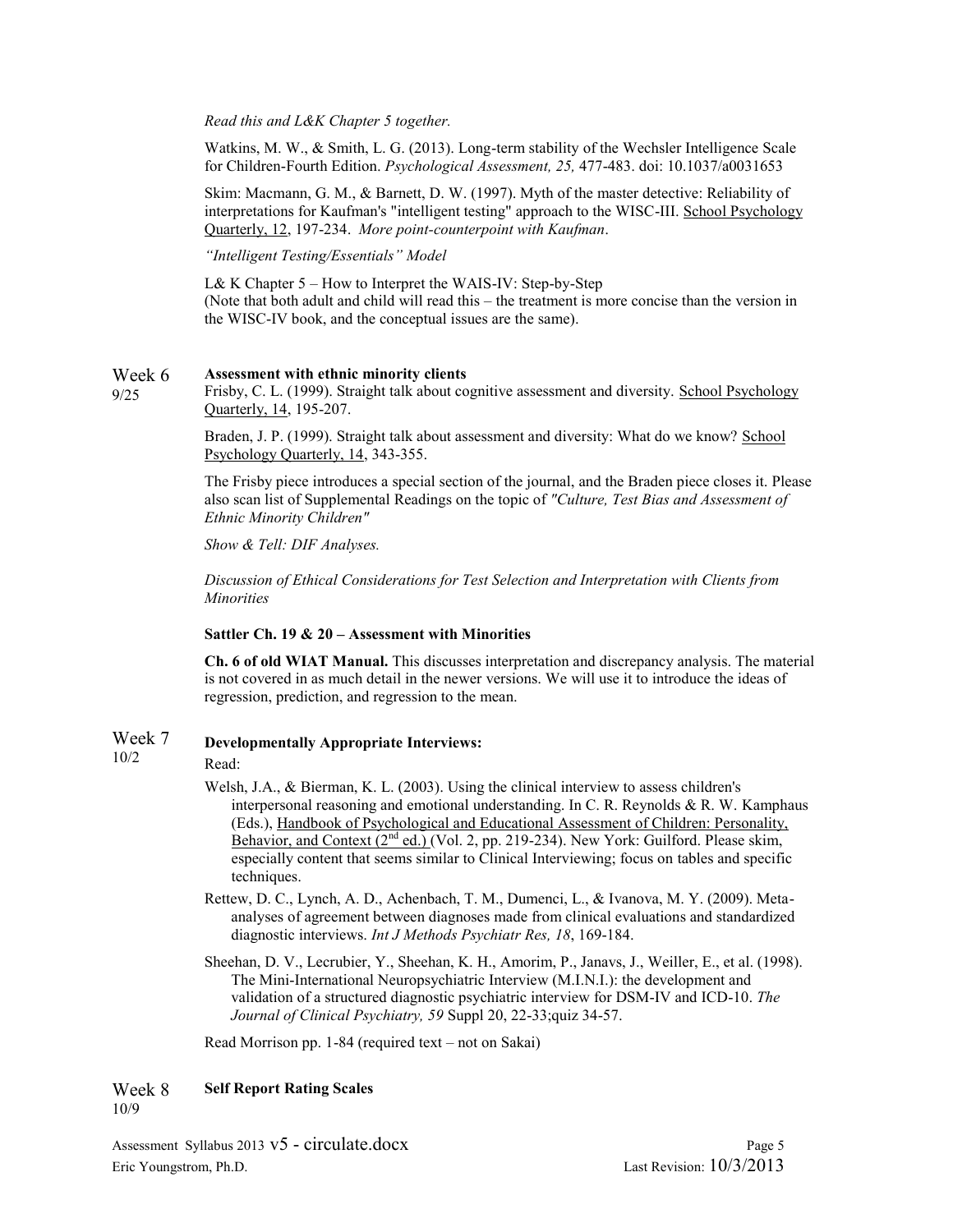*Read this and L&K Chapter 5 together.*

Watkins, M. W., & Smith, L. G. (2013). Long-term stability of the Wechsler Intelligence Scale for Children-Fourth Edition. *Psychological Assessment, 25,* 477-483. doi: 10.1037/a0031653

Skim: Macmann, G. M., & Barnett, D. W. (1997). Myth of the master detective: Reliability of interpretations for Kaufman's "intelligent testing" approach to the WISC-III. School Psychology Quarterly, 12, 197-234. *More point-counterpoint with Kaufman*.

*"Intelligent Testing/Essentials" Model*

L& K Chapter 5 – How to Interpret the WAIS-IV: Step-by-Step
(Note that both adult and child will read this – the treatment is more concise than the version in the WISC-IV book, and the conceptual issues are the same).

## Week 6 9/25 — Assessment with ethnic minority clients

Frisby, C. L. (1999). Straight talk about cognitive assessment and diversity. School Psychology Quarterly, 14, 195-207.

Braden, J. P. (1999). Straight talk about assessment and diversity: What do we know? School Psychology Quarterly, 14, 343-355.

The Frisby piece introduces a special section of the journal, and the Braden piece closes it. Please also scan list of Supplemental Readings on the topic of *"Culture, Test Bias and Assessment of Ethnic Minority Children"*

*Show & Tell: DIF Analyses.*

*Discussion of Ethical Considerations for Test Selection and Interpretation with Clients from Minorities*

**Sattler Ch. 19 & 20 – Assessment with Minorities**

**Ch. 6 of old WIAT Manual.** This discusses interpretation and discrepancy analysis. The material is not covered in as much detail in the newer versions. We will use it to introduce the ideas of regression, prediction, and regression to the mean.

## Week 7 10/2 — Developmentally Appropriate Interviews:

Read:

- Welsh, J.A., & Bierman, K. L. (2003). Using the clinical interview to assess children's interpersonal reasoning and emotional understanding. In C. R. Reynolds & R. W. Kamphaus (Eds.), Handbook of Psychological and Educational Assessment of Children: Personality, Behavior, and Context (2nd ed.) (Vol. 2, pp. 219-234). New York: Guilford. Please skim, especially content that seems similar to Clinical Interviewing; focus on tables and specific techniques.
- Rettew, D. C., Lynch, A. D., Achenbach, T. M., Dumenci, L., & Ivanova, M. Y. (2009). Meta-analyses of agreement between diagnoses made from clinical evaluations and standardized diagnostic interviews. *Int J Methods Psychiatr Res, 18*, 169-184.
- Sheehan, D. V., Lecrubier, Y., Sheehan, K. H., Amorim, P., Janavs, J., Weiller, E., et al. (1998). The Mini-International Neuropsychiatric Interview (M.I.N.I.): the development and validation of a structured diagnostic psychiatric interview for DSM-IV and ICD-10. *The Journal of Clinical Psychiatry, 59* Suppl 20, 22-33;quiz 34-57.

Read Morrison pp. 1-84 (required text – not on Sakai)

## Week 8 10/9 — Self Report Rating Scales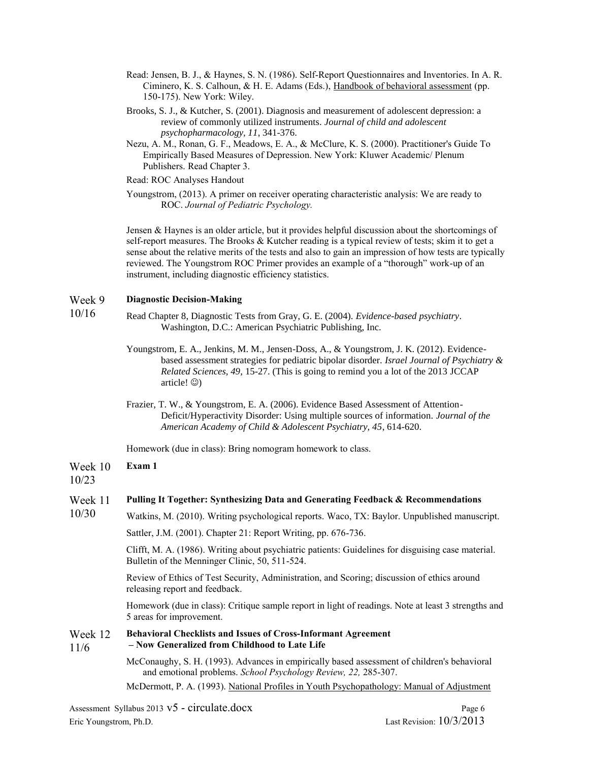Read: Jensen, B. J., & Haynes, S. N. (1986). Self-Report Questionnaires and Inventories. In A. R. Ciminero, K. S. Calhoun, & H. E. Adams (Eds.), Handbook of behavioral assessment (pp. 150-175). New York: Wiley.

Brooks, S. J., & Kutcher, S. (2001). Diagnosis and measurement of adolescent depression: a review of commonly utilized instruments. *Journal of child and adolescent psychopharmacology, 11*, 341-376.

Nezu, A. M., Ronan, G. F., Meadows, E. A., & McClure, K. S. (2000). Practitioner's Guide To Empirically Based Measures of Depression. New York: Kluwer Academic/ Plenum Publishers. Read Chapter 3.

Read: ROC Analyses Handout

Youngstrom, (2013). A primer on receiver operating characteristic analysis: We are ready to ROC. *Journal of Pediatric Psychology.*

Jensen & Haynes is an older article, but it provides helpful discussion about the shortcomings of self-report measures. The Brooks & Kutcher reading is a typical review of tests; skim it to get a sense about the relative merits of the tests and also to gain an impression of how tests are typically reviewed. The Youngstrom ROC Primer provides an example of a "thorough" work-up of an instrument, including diagnostic efficiency statistics.

**Week 9 – 10/16: Diagnostic Decision-Making**

Read Chapter 8, Diagnostic Tests from Gray, G. E. (2004). *Evidence-based psychiatry*. Washington, D.C.: American Psychiatric Publishing, Inc.

Youngstrom, E. A., Jenkins, M. M., Jensen-Doss, A., & Youngstrom, J. K. (2012). Evidence-based assessment strategies for pediatric bipolar disorder. *Israel Journal of Psychiatry & Related Sciences, 49,* 15-27. (This is going to remind you a lot of the 2013 JCCAP article! ☺)

Frazier, T. W., & Youngstrom, E. A. (2006). Evidence Based Assessment of Attention-Deficit/Hyperactivity Disorder: Using multiple sources of information. *Journal of the American Academy of Child & Adolescent Psychiatry, 45*, 614-620.

Homework (due in class): Bring nomogram homework to class.

**Week 10 – 10/23: Exam 1**

**Week 11 – 10/30: Pulling It Together: Synthesizing Data and Generating Feedback & Recommendations**

Watkins, M. (2010). Writing psychological reports. Waco, TX: Baylor. Unpublished manuscript.

Sattler, J.M. (2001). Chapter 21: Report Writing, pp. 676-736.

Clifft, M. A. (1986). Writing about psychiatric patients: Guidelines for disguising case material. Bulletin of the Menninger Clinic, 50, 511-524.

Review of Ethics of Test Security, Administration, and Scoring; discussion of ethics around releasing report and feedback.

Homework (due in class): Critique sample report in light of readings. Note at least 3 strengths and 5 areas for improvement.

**Week 12 – 11/6: Behavioral Checklists and Issues of Cross-Informant Agreement – Now Generalized from Childhood to Late Life**

McConaughy, S. H. (1993). Advances in empirically based assessment of children's behavioral and emotional problems. *School Psychology Review, 22,* 285-307.

McDermott, P. A. (1993). National Profiles in Youth Psychopathology: Manual of Adjustment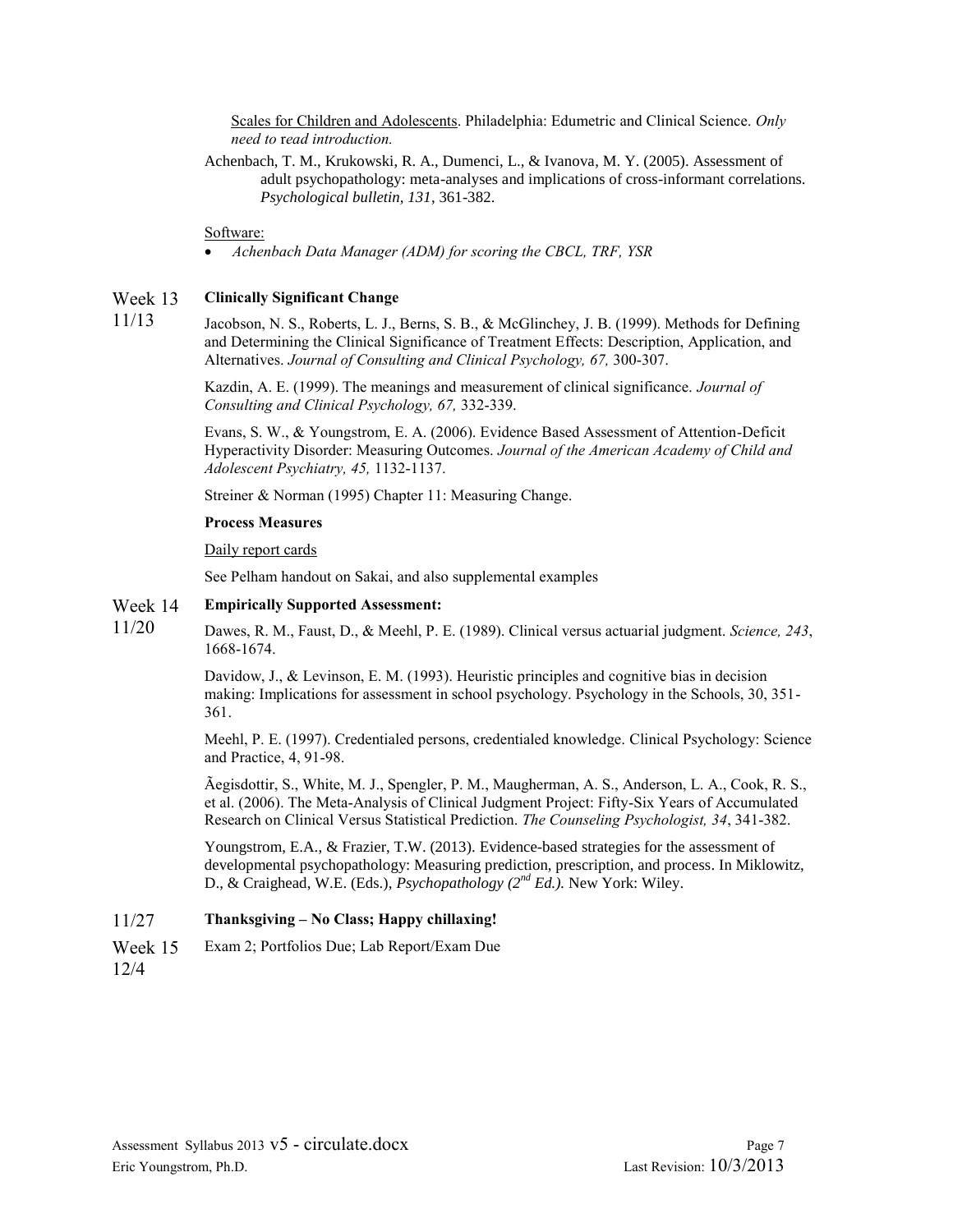Scales for Children and Adolescents. Philadelphia: Edumetric and Clinical Science. *Only need to read introduction.*

Achenbach, T. M., Krukowski, R. A., Dumenci, L., & Ivanova, M. Y. (2005). Assessment of adult psychopathology: meta-analyses and implications of cross-informant correlations. *Psychological bulletin, 131*, 361-382.

Software:

- *Achenbach Data Manager (ADM) for scoring the CBCL, TRF, YSR*

Week 13 11/13 **Clinically Significant Change**

Jacobson, N. S., Roberts, L. J., Berns, S. B., & McGlinchey, J. B. (1999). Methods for Defining and Determining the Clinical Significance of Treatment Effects: Description, Application, and Alternatives. *Journal of Consulting and Clinical Psychology, 67,* 300-307.

Kazdin, A. E. (1999). The meanings and measurement of clinical significance. *Journal of Consulting and Clinical Psychology, 67,* 332-339.

Evans, S. W., & Youngstrom, E. A. (2006). Evidence Based Assessment of Attention-Deficit Hyperactivity Disorder: Measuring Outcomes. *Journal of the American Academy of Child and Adolescent Psychiatry, 45,* 1132-1137.

Streiner & Norman (1995) Chapter 11: Measuring Change.

**Process Measures**

Daily report cards

See Pelham handout on Sakai, and also supplemental examples

Week 14 11/20 **Empirically Supported Assessment:**

Dawes, R. M., Faust, D., & Meehl, P. E. (1989). Clinical versus actuarial judgment. *Science, 243*, 1668-1674.

Davidow, J., & Levinson, E. M. (1993). Heuristic principles and cognitive bias in decision making: Implications for assessment in school psychology. Psychology in the Schools, 30, 351-361.

Meehl, P. E. (1997). Credentialed persons, credentialed knowledge. Clinical Psychology: Science and Practice, 4, 91-98.

Ãegisdottir, S., White, M. J., Spengler, P. M., Maugherman, A. S., Anderson, L. A., Cook, R. S., et al. (2006). The Meta-Analysis of Clinical Judgment Project: Fifty-Six Years of Accumulated Research on Clinical Versus Statistical Prediction. *The Counseling Psychologist, 34*, 341-382.

Youngstrom, E.A., & Frazier, T.W. (2013). Evidence-based strategies for the assessment of developmental psychopathology: Measuring prediction, prescription, and process. In Miklowitz, D., & Craighead, W.E. (Eds.), *Psychopathology (2nd Ed.).* New York: Wiley.

11/27 **Thanksgiving – No Class; Happy chillaxing!**

Week 15 12/4 Exam 2; Portfolios Due; Lab Report/Exam Due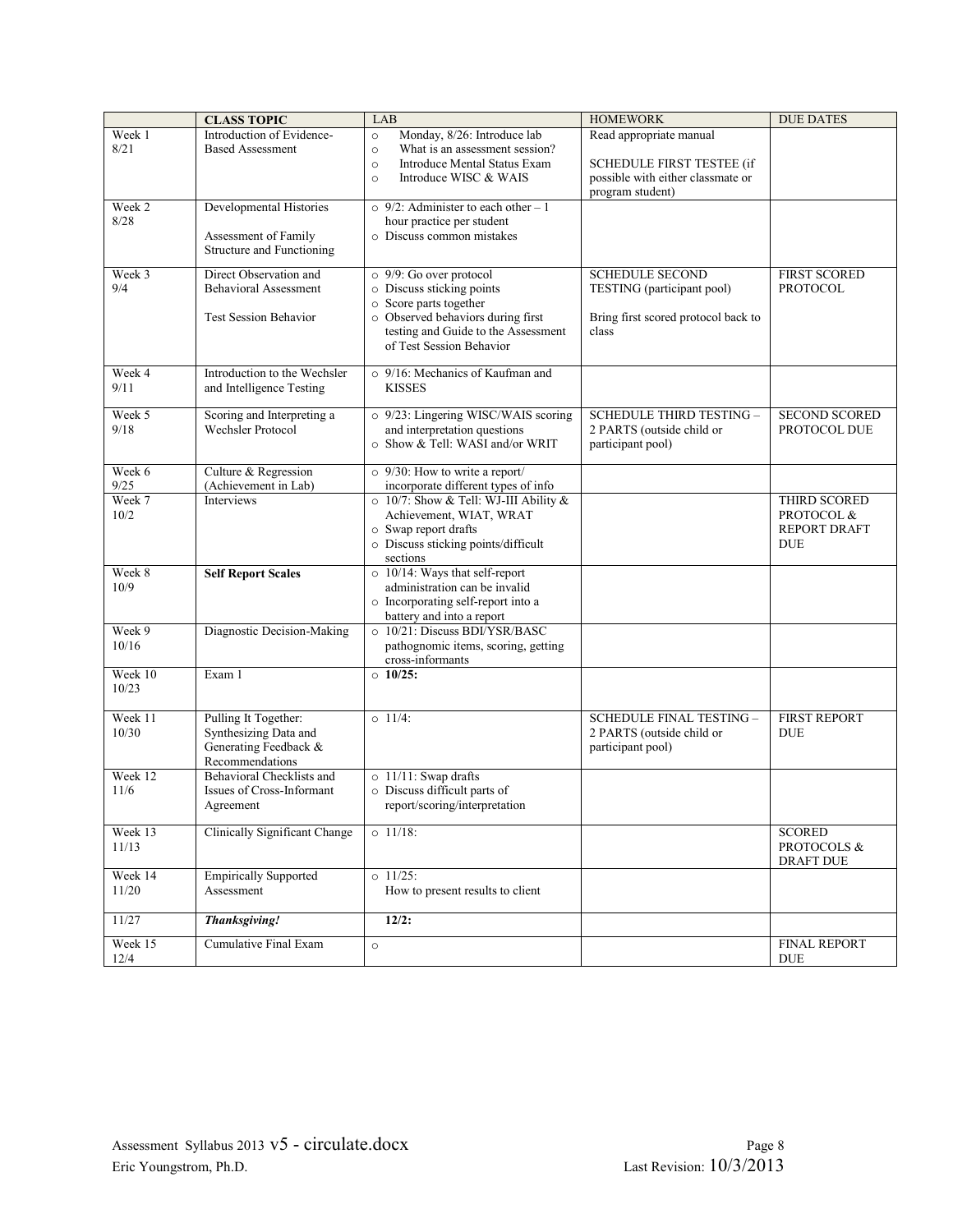| | **CLASS TOPIC** | LAB | HOMEWORK | DUE DATES |
|---|---|---|---|---|
| Week 1 8/21 | Introduction of Evidence-Based Assessment | ○ Monday, 8/26: Introduce lab<br>○ What is an assessment session?<br>○ Introduce Mental Status Exam<br>○ Introduce WISC & WAIS | Read appropriate manual<br><br>SCHEDULE FIRST TESTEE (if possible with either classmate or program student) | |
| Week 2 8/28 | Developmental Histories<br><br>Assessment of Family Structure and Functioning | ○ 9/2: Administer to each other – 1 hour practice per student<br>○ Discuss common mistakes | | |
| Week 3 9/4 | Direct Observation and Behavioral Assessment<br><br>Test Session Behavior | ○ 9/9: Go over protocol<br>○ Discuss sticking points<br>○ Score parts together<br>○ Observed behaviors during first testing and Guide to the Assessment of Test Session Behavior | SCHEDULE SECOND TESTING (participant pool)<br><br>Bring first scored protocol back to class | FIRST SCORED PROTOCOL |
| Week 4 9/11 | Introduction to the Wechsler and Intelligence Testing | ○ 9/16: Mechanics of Kaufman and KISSES | | |
| Week 5 9/18 | Scoring and Interpreting a Wechsler Protocol | ○ 9/23: Lingering WISC/WAIS scoring and interpretation questions<br>○ Show & Tell: WASI and/or WRIT | SCHEDULE THIRD TESTING – 2 PARTS (outside child or participant pool) | SECOND SCORED PROTOCOL DUE |
| Week 6 9/25 | Culture & Regression (Achievement in Lab) | ○ 9/30: How to write a report/ incorporate different types of info | | |
| Week 7 10/2 | Interviews | ○ 10/7: Show & Tell: WJ-III Ability & Achievement, WIAT, WRAT<br>○ Swap report drafts<br>○ Discuss sticking points/difficult sections | | THIRD SCORED PROTOCOL & REPORT DRAFT DUE |
| Week 8 10/9 | **Self Report Scales** | ○ 10/14: Ways that self-report administration can be invalid<br>○ Incorporating self-report into a battery and into a report | | |
| Week 9 10/16 | Diagnostic Decision-Making | ○ 10/21: Discuss BDI/YSR/BASC pathognomic items, scoring, getting cross-informants | | |
| Week 10 10/23 | Exam 1 | ○ **10/25:** | | |
| Week 11 10/30 | Pulling It Together: Synthesizing Data and Generating Feedback & Recommendations | ○ 11/4: | SCHEDULE FINAL TESTING – 2 PARTS (outside child or participant pool) | FIRST REPORT DUE |
| Week 12 11/6 | Behavioral Checklists and Issues of Cross-Informant Agreement | ○ 11/11: Swap drafts<br>○ Discuss difficult parts of report/scoring/interpretation | | |
| Week 13 11/13 | Clinically Significant Change | ○ 11/18: | | SCORED PROTOCOLS & DRAFT DUE |
| Week 14 11/20 | Empirically Supported Assessment | ○ 11/25:<br>How to present results to client | | |
| 11/27 | ***Thanksgiving!*** | **12/2:** | | |
| Week 15 12/4 | Cumulative Final Exam | ○ | | FINAL REPORT DUE |